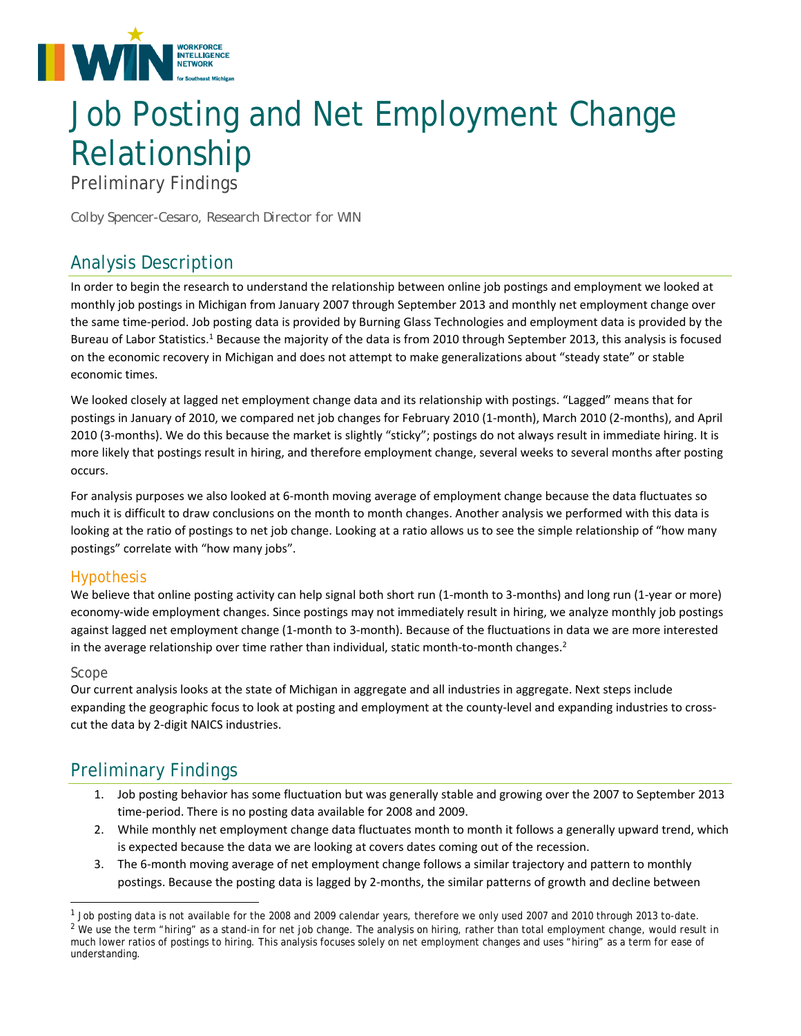# Job Posting and Net Employment Change Relationship

Preliminary Findings

Colby Spencer-Cesaro, Research Director for WIN

## Analysis Description

In order to begin the research to understand the relationship between online job postings and employment we looked at monthly job postings in Michigan from January 2007 through September 2013 and monthly net employment change over the same time-period. Job posting data is provided by Burning Glass Technologies and employment data is provided by the Bureau of Labor Statistics.[1] Because the majority of the data is from 2010 through September 2013, this analysis is focused on the economic recovery in Michigan and does not attempt to make generalizations about "steady state" or stable economic times.

We looked closely at lagged net employment change data and its relationship with postings. "Lagged" means that for postings in January of 2010, we compared net job changes for February 2010 (1-month), March 2010 (2-months), and April 2010 (3-months). We do this because the market is slightly "sticky"; postings do not always result in immediate hiring. It is more likely that postings result in hiring, and therefore employment change, several weeks to several months after posting occurs.

For analysis purposes we also looked at 6-month moving average of employment change because the data fluctuates so much it is difficult to draw conclusions on the month to month changes. Another analysis we performed with this data is looking at the ratio of postings to net job change. Looking at a ratio allows us to see the simple relationship of "how many postings" correlate with "how many jobs".

### Hypothesis

We believe that online posting activity can help signal both short run (1-month to 3-months) and long run (1-year or more) economy-wide employment changes. Since postings may not immediately result in hiring, we analyze monthly job postings against lagged net employment change (1-month to 3-month). Because of the fluctuations in data we are more interested in the average relationship over time rather than individual, static month-to-month changes.[2]

### Scope

Our current analysis looks at the state of Michigan in aggregate and all industries in aggregate. Next steps include expanding the geographic focus to look at posting and employment at the county-level and expanding industries to cross-cut the data by 2-digit NAICS industries.

## Preliminary Findings

1. Job posting behavior has some fluctuation but was generally stable and growing over the 2007 to September 2013 time-period. There is no posting data available for 2008 and 2009.
2. While monthly net employment change data fluctuates month to month it follows a generally upward trend, which is expected because the data we are looking at covers dates coming out of the recession.
3. The 6-month moving average of net employment change follows a similar trajectory and pattern to monthly postings. Because the posting data is lagged by 2-months, the similar patterns of growth and decline between

---

[1] Job posting data is not available for the 2008 and 2009 calendar years, therefore we only used 2007 and 2010 through 2013 to-date.

[2] We use the term "hiring" as a stand-in for net job change. The analysis on hiring, rather than total employment change, would result in much lower ratios of postings to hiring. This analysis focuses solely on net employment changes and uses "hiring" as a term for ease of understanding.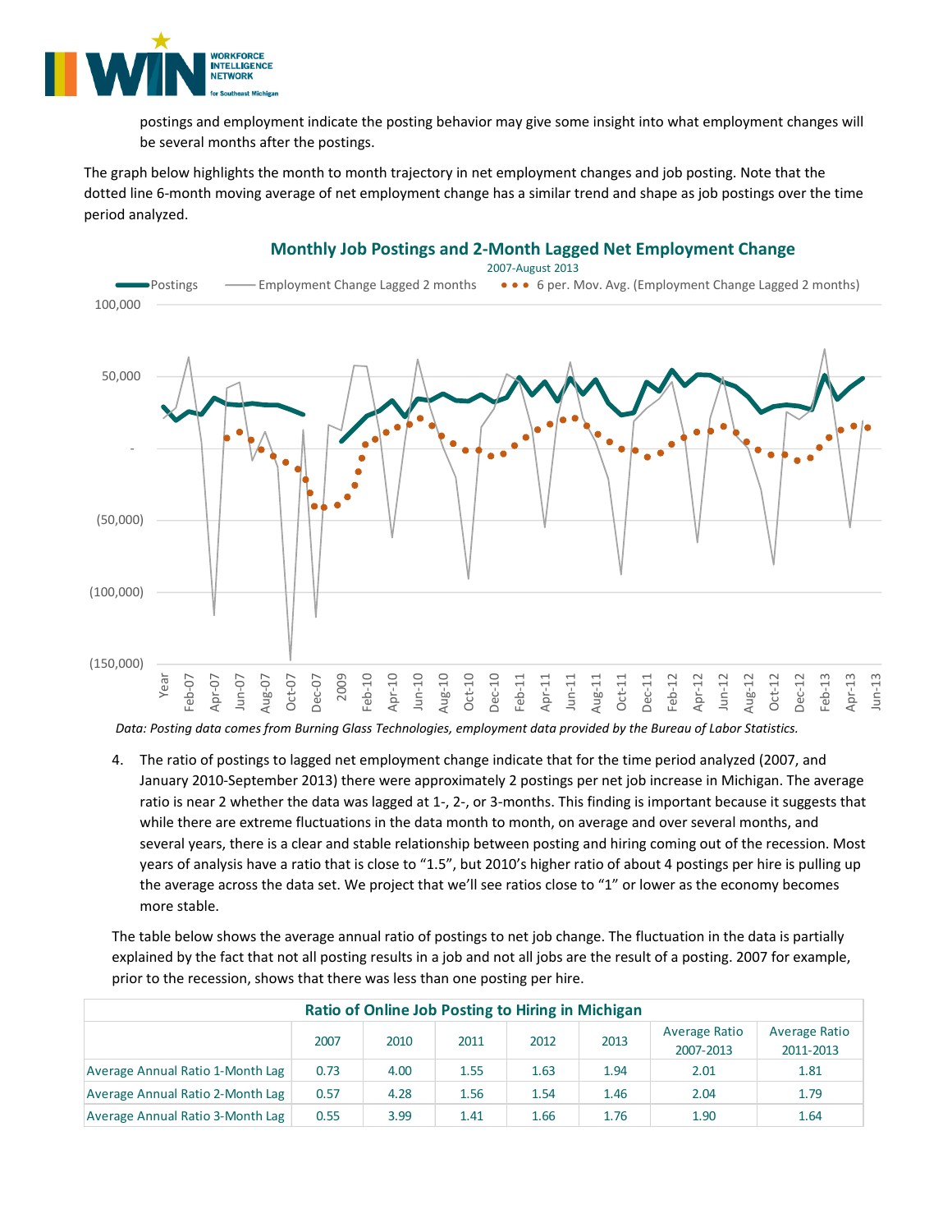postings and employment indicate the posting behavior may give some insight into what employment changes will be several months after the postings.

The graph below highlights the month to month trajectory in net employment changes and job posting. Note that the dotted line 6-month moving average of net employment change has a similar trend and shape as job postings over the time period analyzed.

**Monthly Job Postings and 2-Month Lagged Net Employment Change**

2007-August 2013

Postings — Employment Change Lagged 2 months — 6 per. Mov. Avg. (Employment Change Lagged 2 months)

100,000
50,000
-
(50,000)
(100,000)
(150,000)

Year, Feb-07, Apr-07, Jun-07, Aug-07, Oct-07, Dec-07, 2009, Feb-10, Apr-10, Jun-10, Aug-10, Oct-10, Dec-10, Feb-11, Apr-11, Jun-11, Aug-11, Oct-11, Dec-11, Feb-12, Apr-12, Jun-12, Aug-12, Oct-12, Dec-12, Feb-13, Apr-13, Jun-13

*Data: Posting data comes from Burning Glass Technologies, employment data provided by the Bureau of Labor Statistics.*

4. The ratio of postings to lagged net employment change indicate that for the time period analyzed (2007, and January 2010-September 2013) there were approximately 2 postings per net job increase in Michigan. The average ratio is near 2 whether the data was lagged at 1-, 2-, or 3-months. This finding is important because it suggests that while there are extreme fluctuations in the data month to month, on average and over several months, and several years, there is a clear and stable relationship between posting and hiring coming out of the recession. Most years of analysis have a ratio that is close to "1.5", but 2010's higher ratio of about 4 postings per hire is pulling up the average across the data set. We project that we'll see ratios close to "1" or lower as the economy becomes more stable.

The table below shows the average annual ratio of postings to net job change. The fluctuation in the data is partially explained by the fact that not all posting results in a job and not all jobs are the result of a posting. 2007 for example, prior to the recession, shows that there was less than one posting per hire.

**Ratio of Online Job Posting to Hiring in Michigan**

| | 2007 | 2010 | 2011 | 2012 | 2013 | Average Ratio 2007-2013 | Average Ratio 2011-2013 |
|---|---|---|---|---|---|---|---|
| Average Annual Ratio 1-Month Lag | 0.73 | 4.00 | 1.55 | 1.63 | 1.94 | 2.01 | 1.81 |
| Average Annual Ratio 2-Month Lag | 0.57 | 4.28 | 1.56 | 1.54 | 1.46 | 2.04 | 1.79 |
| Average Annual Ratio 3-Month Lag | 0.55 | 3.99 | 1.41 | 1.66 | 1.76 | 1.90 | 1.64 |